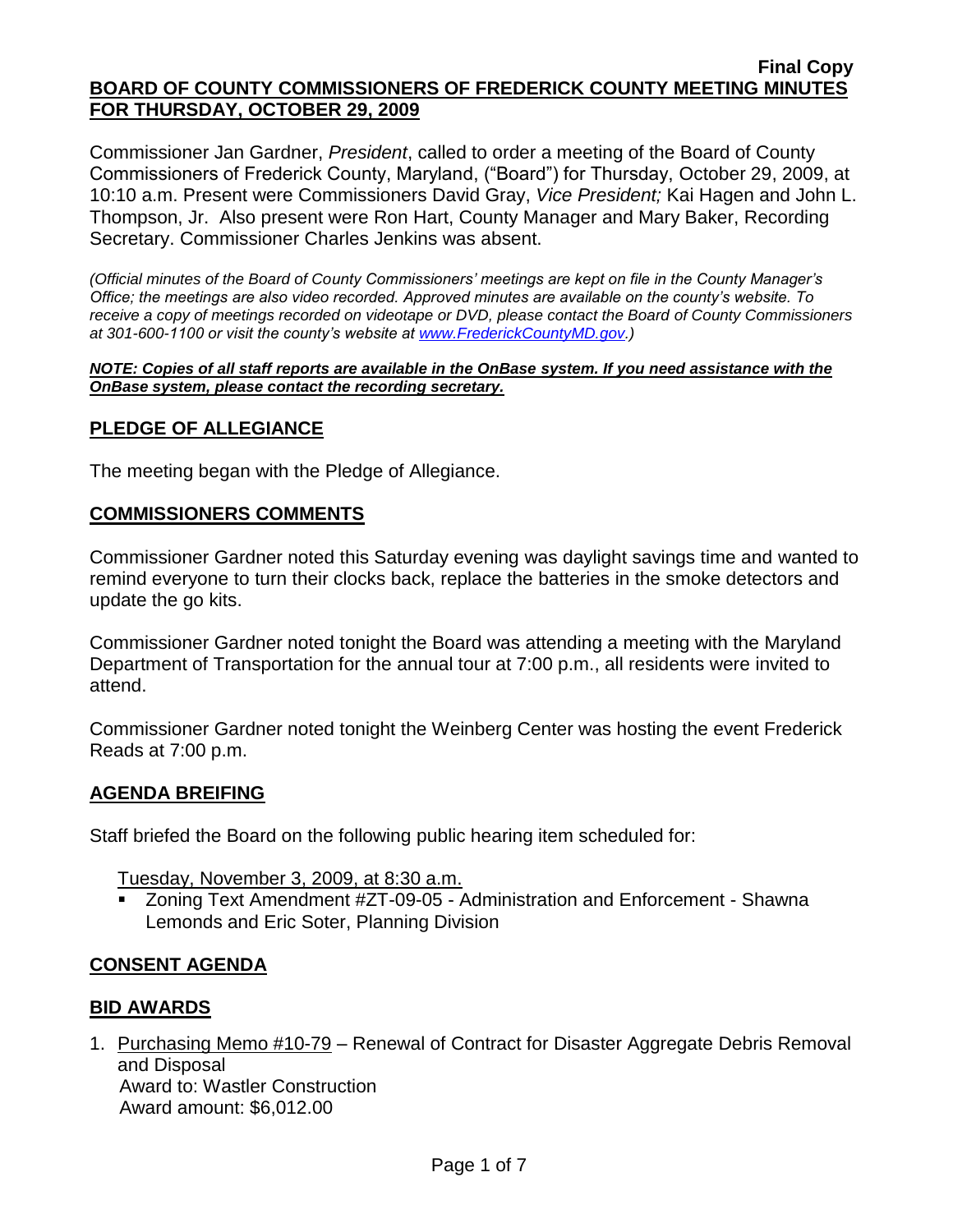**Final Copy**

# BOARD OF COUNTY COMMISSIONERS OF FREDERICK COUNTY MEETING MINUTES FOR THURSDAY, OCTOBER 29, 2009

Commissioner Jan Gardner, *President*, called to order a meeting of the Board of County Commissioners of Frederick County, Maryland, ("Board") for Thursday, October 29, 2009, at 10:10 a.m. Present were Commissioners David Gray, *Vice President;* Kai Hagen and John L. Thompson, Jr. Also present were Ron Hart, County Manager and Mary Baker, Recording Secretary. Commissioner Charles Jenkins was absent.

*(Official minutes of the Board of County Commissioners' meetings are kept on file in the County Manager's Office; the meetings are also video recorded. Approved minutes are available on the county's website. To receive a copy of meetings recorded on videotape or DVD, please contact the Board of County Commissioners at 301-600-1100 or visit the county's website at www.FrederickCountyMD.gov.)*

***NOTE: Copies of all staff reports are available in the OnBase system. If you need assistance with the OnBase system, please contact the recording secretary.***

## PLEDGE OF ALLEGIANCE

The meeting began with the Pledge of Allegiance.

## COMMISSIONERS COMMENTS

Commissioner Gardner noted this Saturday evening was daylight savings time and wanted to remind everyone to turn their clocks back, replace the batteries in the smoke detectors and update the go kits.

Commissioner Gardner noted tonight the Board was attending a meeting with the Maryland Department of Transportation for the annual tour at 7:00 p.m., all residents were invited to attend.

Commissioner Gardner noted tonight the Weinberg Center was hosting the event Frederick Reads at 7:00 p.m.

## AGENDA BREIFING

Staff briefed the Board on the following public hearing item scheduled for:

Tuesday, November 3, 2009, at 8:30 a.m.

- Zoning Text Amendment #ZT-09-05 - Administration and Enforcement - Shawna Lemonds and Eric Soter, Planning Division

## CONSENT AGENDA

## BID AWARDS

1. Purchasing Memo #10-79 – Renewal of Contract for Disaster Aggregate Debris Removal and Disposal
   Award to: Wastler Construction
   Award amount: $6,012.00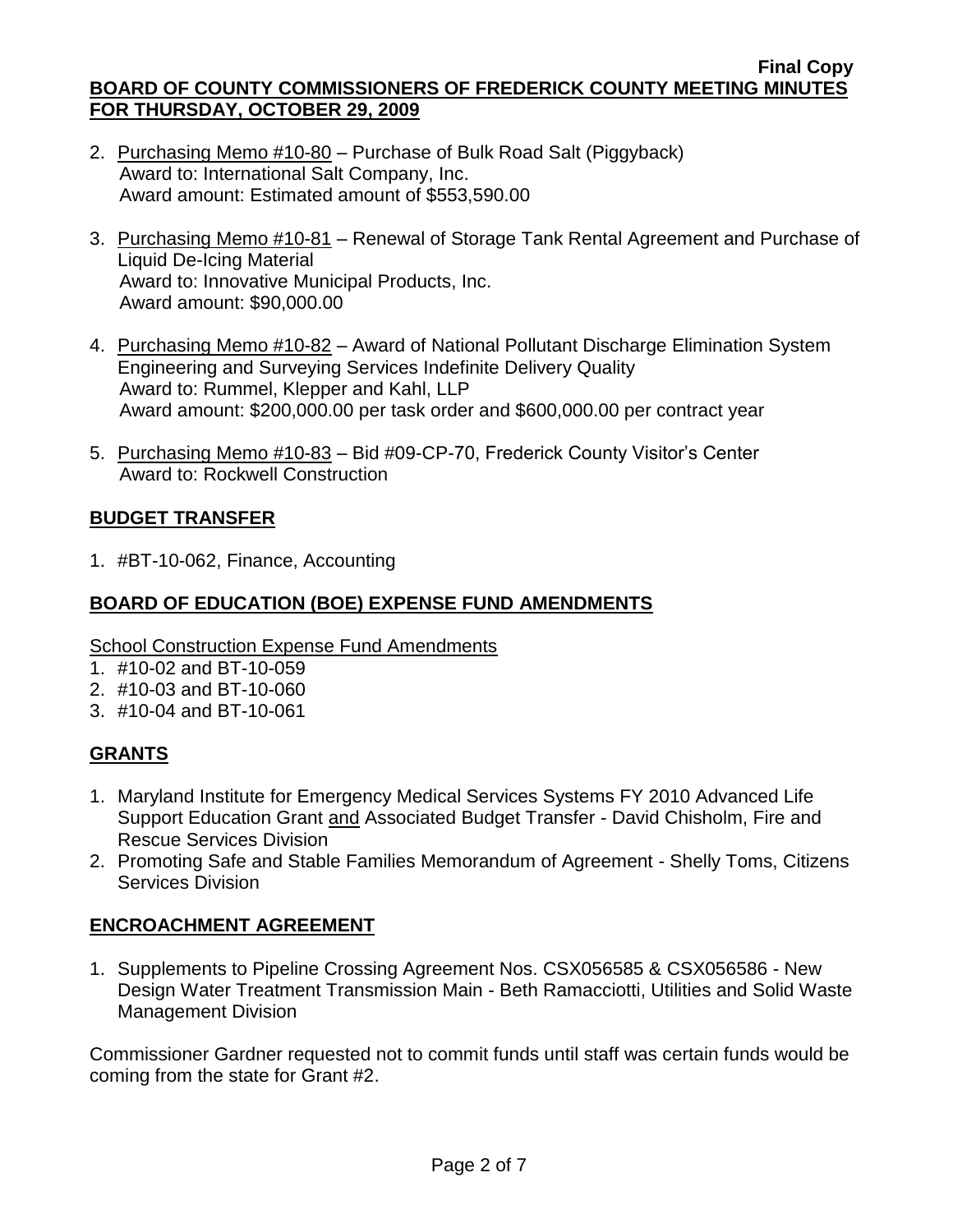2. Purchasing Memo #10-80 – Purchase of Bulk Road Salt (Piggyback)
   Award to: International Salt Company, Inc.
   Award amount: Estimated amount of $553,590.00

3. Purchasing Memo #10-81 – Renewal of Storage Tank Rental Agreement and Purchase of Liquid De-Icing Material
   Award to: Innovative Municipal Products, Inc.
   Award amount: $90,000.00

4. Purchasing Memo #10-82 – Award of National Pollutant Discharge Elimination System Engineering and Surveying Services Indefinite Delivery Quality
   Award to: Rummel, Klepper and Kahl, LLP
   Award amount: $200,000.00 per task order and $600,000.00 per contract year

5. Purchasing Memo #10-83 – Bid #09-CP-70, Frederick County Visitor's Center
   Award to: Rockwell Construction

## BUDGET TRANSFER

1. #BT-10-062, Finance, Accounting

## BOARD OF EDUCATION (BOE) EXPENSE FUND AMENDMENTS

School Construction Expense Fund Amendments

1. #10-02 and BT-10-059
2. #10-03 and BT-10-060
3. #10-04 and BT-10-061

## GRANTS

1. Maryland Institute for Emergency Medical Services Systems FY 2010 Advanced Life Support Education Grant and Associated Budget Transfer - David Chisholm, Fire and Rescue Services Division
2. Promoting Safe and Stable Families Memorandum of Agreement - Shelly Toms, Citizens Services Division

## ENCROACHMENT AGREEMENT

1. Supplements to Pipeline Crossing Agreement Nos. CSX056585 & CSX056586 - New Design Water Treatment Transmission Main - Beth Ramacciotti, Utilities and Solid Waste Management Division

Commissioner Gardner requested not to commit funds until staff was certain funds would be coming from the state for Grant #2.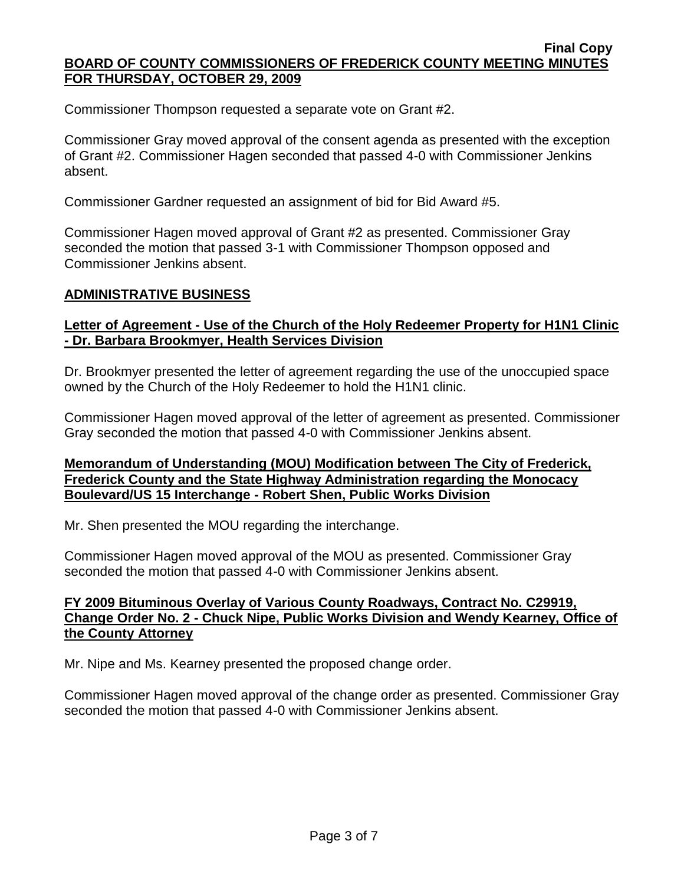Commissioner Thompson requested a separate vote on Grant #2.

Commissioner Gray moved approval of the consent agenda as presented with the exception of Grant #2. Commissioner Hagen seconded that passed 4-0 with Commissioner Jenkins absent.

Commissioner Gardner requested an assignment of bid for Bid Award #5.

Commissioner Hagen moved approval of Grant #2 as presented. Commissioner Gray seconded the motion that passed 3-1 with Commissioner Thompson opposed and Commissioner Jenkins absent.

## ADMINISTRATIVE BUSINESS

### Letter of Agreement - Use of the Church of the Holy Redeemer Property for H1N1 Clinic - Dr. Barbara Brookmyer, Health Services Division

Dr. Brookmyer presented the letter of agreement regarding the use of the unoccupied space owned by the Church of the Holy Redeemer to hold the H1N1 clinic.

Commissioner Hagen moved approval of the letter of agreement as presented. Commissioner Gray seconded the motion that passed 4-0 with Commissioner Jenkins absent.

### Memorandum of Understanding (MOU) Modification between The City of Frederick, Frederick County and the State Highway Administration regarding the Monocacy Boulevard/US 15 Interchange - Robert Shen, Public Works Division

Mr. Shen presented the MOU regarding the interchange.

Commissioner Hagen moved approval of the MOU as presented. Commissioner Gray seconded the motion that passed 4-0 with Commissioner Jenkins absent.

### FY 2009 Bituminous Overlay of Various County Roadways, Contract No. C29919, Change Order No. 2 - Chuck Nipe, Public Works Division and Wendy Kearney, Office of the County Attorney

Mr. Nipe and Ms. Kearney presented the proposed change order.

Commissioner Hagen moved approval of the change order as presented. Commissioner Gray seconded the motion that passed 4-0 with Commissioner Jenkins absent.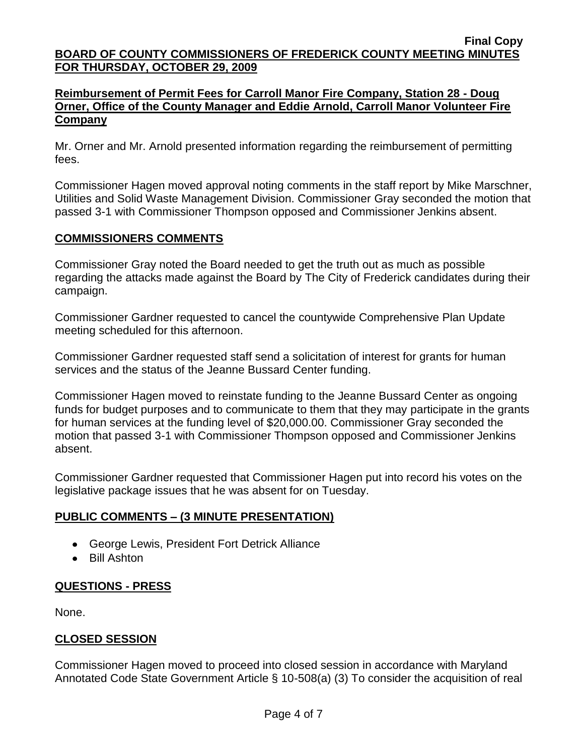**Reimbursement of Permit Fees for Carroll Manor Fire Company, Station 28 - Doug Orner, Office of the County Manager and Eddie Arnold, Carroll Manor Volunteer Fire Company**

Mr. Orner and Mr. Arnold presented information regarding the reimbursement of permitting fees.

Commissioner Hagen moved approval noting comments in the staff report by Mike Marschner, Utilities and Solid Waste Management Division. Commissioner Gray seconded the motion that passed 3-1 with Commissioner Thompson opposed and Commissioner Jenkins absent.

## COMMISSIONERS COMMENTS

Commissioner Gray noted the Board needed to get the truth out as much as possible regarding the attacks made against the Board by The City of Frederick candidates during their campaign.

Commissioner Gardner requested to cancel the countywide Comprehensive Plan Update meeting scheduled for this afternoon.

Commissioner Gardner requested staff send a solicitation of interest for grants for human services and the status of the Jeanne Bussard Center funding.

Commissioner Hagen moved to reinstate funding to the Jeanne Bussard Center as ongoing funds for budget purposes and to communicate to them that they may participate in the grants for human services at the funding level of $20,000.00. Commissioner Gray seconded the motion that passed 3-1 with Commissioner Thompson opposed and Commissioner Jenkins absent.

Commissioner Gardner requested that Commissioner Hagen put into record his votes on the legislative package issues that he was absent for on Tuesday.

## PUBLIC COMMENTS – (3 MINUTE PRESENTATION)

- George Lewis, President Fort Detrick Alliance
- Bill Ashton

## QUESTIONS - PRESS

None.

## CLOSED SESSION

Commissioner Hagen moved to proceed into closed session in accordance with Maryland Annotated Code State Government Article § 10-508(a) (3) To consider the acquisition of real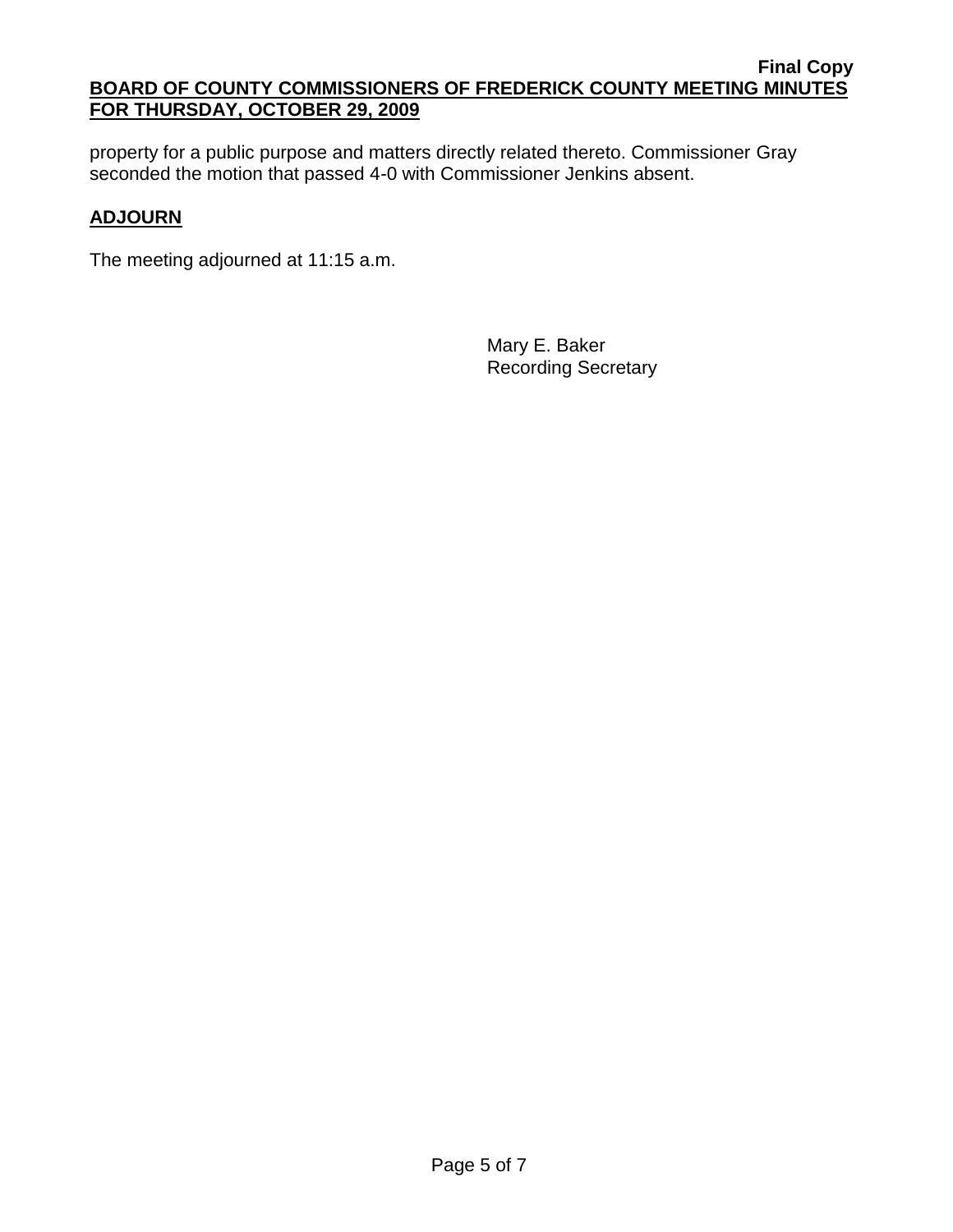property for a public purpose and matters directly related thereto. Commissioner Gray seconded the motion that passed 4-0 with Commissioner Jenkins absent.

## ADJOURN

The meeting adjourned at 11:15 a.m.

Mary E. Baker
Recording Secretary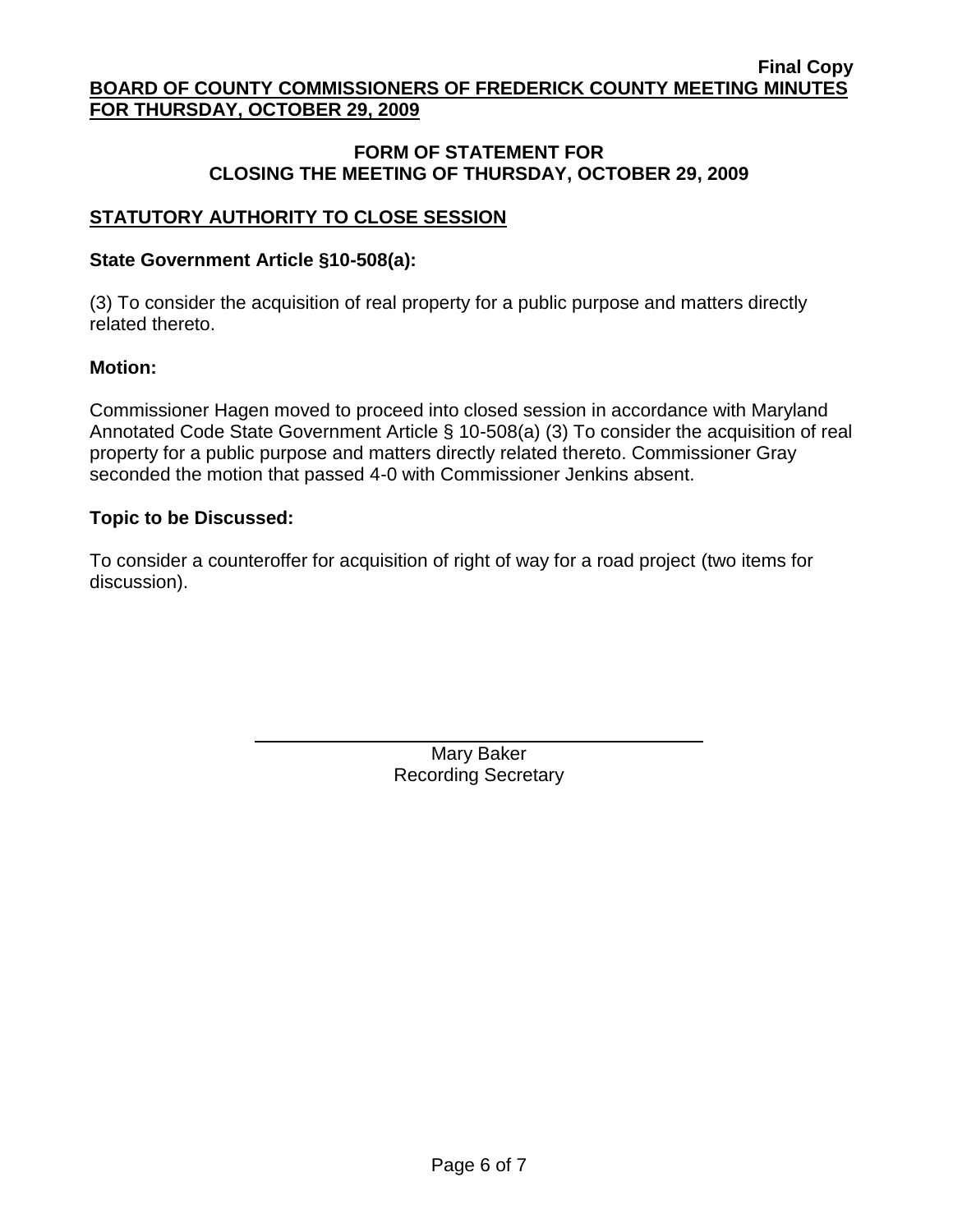**Final Copy**

**BOARD OF COUNTY COMMISSIONERS OF FREDERICK COUNTY MEETING MINUTES FOR THURSDAY, OCTOBER 29, 2009**

**FORM OF STATEMENT FOR CLOSING THE MEETING OF THURSDAY, OCTOBER 29, 2009**

**STATUTORY AUTHORITY TO CLOSE SESSION**

**State Government Article §10-508(a):**

(3) To consider the acquisition of real property for a public purpose and matters directly related thereto.

**Motion:**

Commissioner Hagen moved to proceed into closed session in accordance with Maryland Annotated Code State Government Article § 10-508(a) (3) To consider the acquisition of real property for a public purpose and matters directly related thereto. Commissioner Gray seconded the motion that passed 4-0 with Commissioner Jenkins absent.

**Topic to be Discussed:**

To consider a counteroffer for acquisition of right of way for a road project (two items for discussion).

Mary Baker
Recording Secretary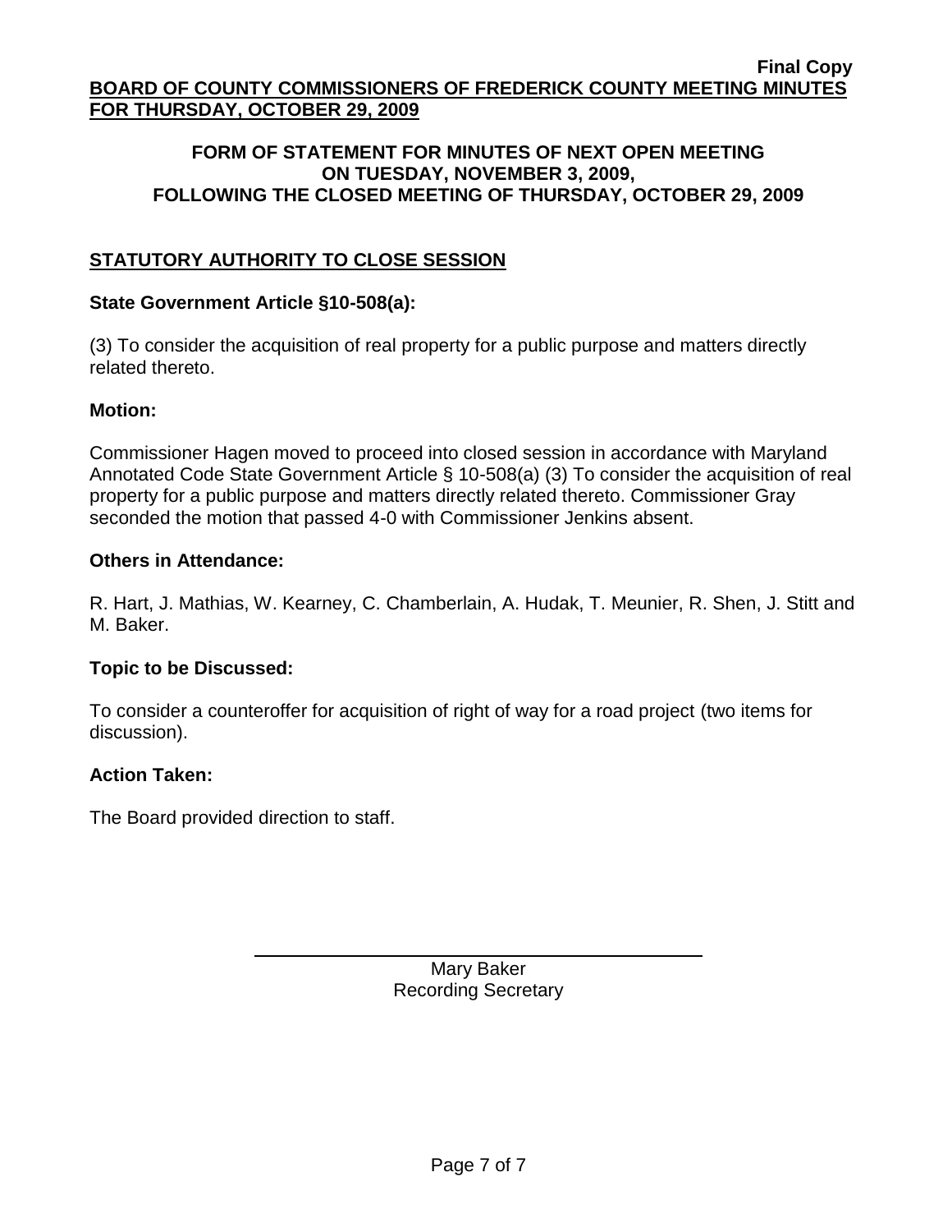**Final Copy**

**BOARD OF COUNTY COMMISSIONERS OF FREDERICK COUNTY MEETING MINUTES FOR THURSDAY, OCTOBER 29, 2009**

**FORM OF STATEMENT FOR MINUTES OF NEXT OPEN MEETING ON TUESDAY, NOVEMBER 3, 2009, FOLLOWING THE CLOSED MEETING OF THURSDAY, OCTOBER 29, 2009**

## STATUTORY AUTHORITY TO CLOSE SESSION

**State Government Article §10-508(a):**

(3) To consider the acquisition of real property for a public purpose and matters directly related thereto.

**Motion:**

Commissioner Hagen moved to proceed into closed session in accordance with Maryland Annotated Code State Government Article § 10-508(a) (3) To consider the acquisition of real property for a public purpose and matters directly related thereto. Commissioner Gray seconded the motion that passed 4-0 with Commissioner Jenkins absent.

**Others in Attendance:**

R. Hart, J. Mathias, W. Kearney, C. Chamberlain, A. Hudak, T. Meunier, R. Shen, J. Stitt and M. Baker.

**Topic to be Discussed:**

To consider a counteroffer for acquisition of right of way for a road project (two items for discussion).

**Action Taken:**

The Board provided direction to staff.

Mary Baker
Recording Secretary